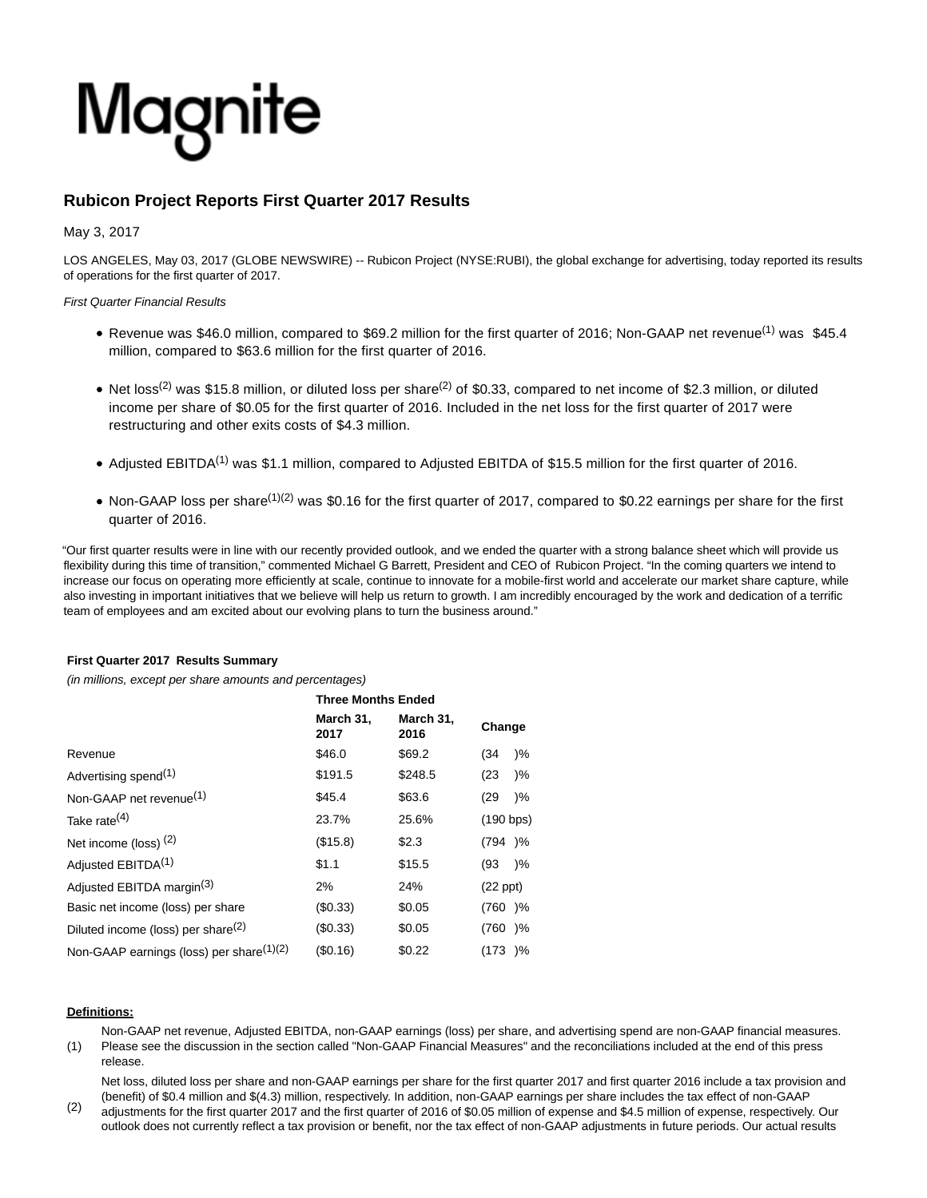Magnite

# Rubicon Project Reports First Quarter 2017 Results

May 3, 2017

LOS ANGELES, May 03, 2017 (GLOBE NEWSWIRE) -- Rubicon Project (NYSE:RUBI), the global exchange for advertising, today reported its results of operations for the first quarter of 2017.

*First Quarter Financial Results*

- Revenue was $46.0 million, compared to $69.2 million for the first quarter of 2016; Non-GAAP net revenue[(1)] was $45.4 million, compared to $63.6 million for the first quarter of 2016.
- Net loss[(2)] was $15.8 million, or diluted loss per share[(2)] of $0.33, compared to net income of $2.3 million, or diluted income per share of $0.05 for the first quarter of 2016. Included in the net loss for the first quarter of 2017 were restructuring and other exits costs of $4.3 million.
- Adjusted EBITDA[(1)] was $1.1 million, compared to Adjusted EBITDA of $15.5 million for the first quarter of 2016.
- Non-GAAP loss per share[(1)(2)] was $0.16 for the first quarter of 2017, compared to $0.22 earnings per share for the first quarter of 2016.

"Our first quarter results were in line with our recently provided outlook, and we ended the quarter with a strong balance sheet which will provide us flexibility during this time of transition," commented Michael G Barrett, President and CEO of Rubicon Project. "In the coming quarters we intend to increase our focus on operating more efficiently at scale, continue to innovate for a mobile-first world and accelerate our market share capture, while also investing in important initiatives that we believe will help us return to growth. I am incredibly encouraged by the work and dedication of a terrific team of employees and am excited about our evolving plans to turn the business around."

**First Quarter 2017 Results Summary**

*(in millions, except per share amounts and percentages)*

| | Three Months Ended | | |
|---|---|---|---|
| | March 31, 2017 | March 31, 2016 | Change |
| Revenue | $46.0 | $69.2 | (34 )% |
| Advertising spend[(1)] | $191.5 | $248.5 | (23 )% |
| Non-GAAP net revenue[(1)] | $45.4 | $63.6 | (29 )% |
| Take rate[(4)] | 23.7% | 25.6% | (190 bps) |
| Net income (loss) [(2)] | ($15.8) | $2.3 | (794 )% |
| Adjusted EBITDA[(1)] | $1.1 | $15.5 | (93 )% |
| Adjusted EBITDA margin[(3)] | 2% | 24% | (22 ppt) |
| Basic net income (loss) per share | ($0.33) | $0.05 | (760 )% |
| Diluted income (loss) per share[(2)] | ($0.33) | $0.05 | (760 )% |
| Non-GAAP earnings (loss) per share[(1)(2)] | ($0.16) | $0.22 | (173 )% |

**Definitions:**

(1) Non-GAAP net revenue, Adjusted EBITDA, non-GAAP earnings (loss) per share, and advertising spend are non-GAAP financial measures. Please see the discussion in the section called "Non-GAAP Financial Measures" and the reconciliations included at the end of this press release.

(2) Net loss, diluted loss per share and non-GAAP earnings per share for the first quarter 2017 and first quarter 2016 include a tax provision and (benefit) of $0.4 million and $(4.3) million, respectively. In addition, non-GAAP earnings per share includes the tax effect of non-GAAP adjustments for the first quarter 2017 and the first quarter of 2016 of $0.05 million of expense and $4.5 million of expense, respectively. Our outlook does not currently reflect a tax provision or benefit, nor the tax effect of non-GAAP adjustments in future periods. Our actual results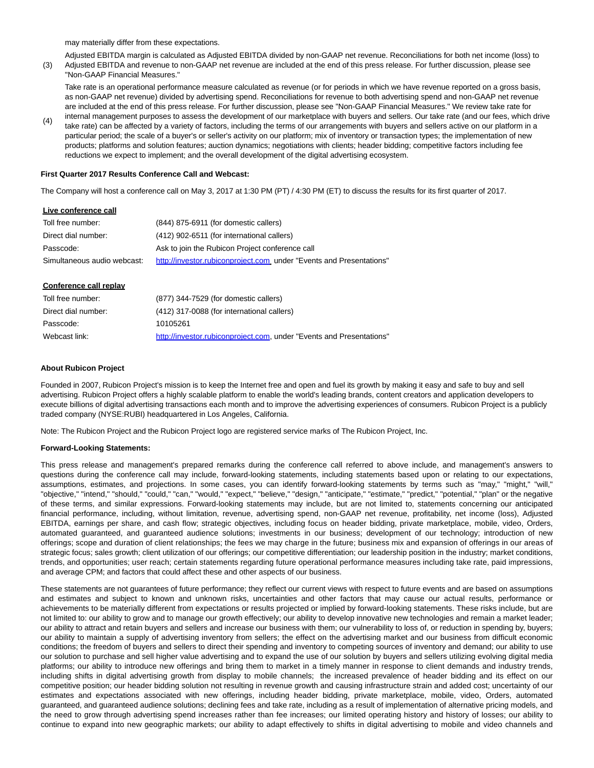may materially differ from these expectations.

(3) Adjusted EBITDA margin is calculated as Adjusted EBITDA divided by non-GAAP net revenue. Reconciliations for both net income (loss) to Adjusted EBITDA and revenue to non-GAAP net revenue are included at the end of this press release. For further discussion, please see "Non-GAAP Financial Measures."

(4) Take rate is an operational performance measure calculated as revenue (or for periods in which we have revenue reported on a gross basis, as non-GAAP net revenue) divided by advertising spend. Reconciliations for revenue to both advertising spend and non-GAAP net revenue are included at the end of this press release. For further discussion, please see "Non-GAAP Financial Measures." We review take rate for internal management purposes to assess the development of our marketplace with buyers and sellers. Our take rate (and our fees, which drive take rate) can be affected by a variety of factors, including the terms of our arrangements with buyers and sellers active on our platform in a particular period; the scale of a buyer's or seller's activity on our platform; mix of inventory or transaction types; the implementation of new products; platforms and solution features; auction dynamics; negotiations with clients; header bidding; competitive factors including fee reductions we expect to implement; and the overall development of the digital advertising ecosystem.

**First Quarter 2017 Results Conference Call and Webcast:**

The Company will host a conference call on May 3, 2017 at 1:30 PM (PT) / 4:30 PM (ET) to discuss the results for its first quarter of 2017.

| **Live conference call** | |
|---|---|
| Toll free number: | (844) 875-6911 (for domestic callers) |
| Direct dial number: | (412) 902-6511 (for international callers) |
| Passcode: | Ask to join the Rubicon Project conference call |
| Simultaneous audio webcast: | http://investor.rubiconproject.com under "Events and Presentations" |

| **Conference call replay** | |
|---|---|
| Toll free number: | (877) 344-7529 (for domestic callers) |
| Direct dial number: | (412) 317-0088 (for international callers) |
| Passcode: | 10105261 |
| Webcast link: | http://investor.rubiconproject.com, under "Events and Presentations" |

**About Rubicon Project**

Founded in 2007, Rubicon Project's mission is to keep the Internet free and open and fuel its growth by making it easy and safe to buy and sell advertising. Rubicon Project offers a highly scalable platform to enable the world's leading brands, content creators and application developers to execute billions of digital advertising transactions each month and to improve the advertising experiences of consumers. Rubicon Project is a publicly traded company (NYSE:RUBI) headquartered in Los Angeles, California.

Note: The Rubicon Project and the Rubicon Project logo are registered service marks of The Rubicon Project, Inc.

**Forward-Looking Statements:**

This press release and management's prepared remarks during the conference call referred to above include, and management's answers to questions during the conference call may include, forward-looking statements, including statements based upon or relating to our expectations, assumptions, estimates, and projections. In some cases, you can identify forward-looking statements by terms such as "may," "might," "will," "objective," "intend," "should," "could," "can," "would," "expect," "believe," "design," "anticipate," "estimate," "predict," "potential," "plan" or the negative of these terms, and similar expressions. Forward-looking statements may include, but are not limited to, statements concerning our anticipated financial performance, including, without limitation, revenue, advertising spend, non-GAAP net revenue, profitability, net income (loss), Adjusted EBITDA, earnings per share, and cash flow; strategic objectives, including focus on header bidding, private marketplace, mobile, video, Orders, automated guaranteed, and guaranteed audience solutions; investments in our business; development of our technology; introduction of new offerings; scope and duration of client relationships; the fees we may charge in the future; business mix and expansion of offerings in our areas of strategic focus; sales growth; client utilization of our offerings; our competitive differentiation; our leadership position in the industry; market conditions, trends, and opportunities; user reach; certain statements regarding future operational performance measures including take rate, paid impressions, and average CPM; and factors that could affect these and other aspects of our business.

These statements are not guarantees of future performance; they reflect our current views with respect to future events and are based on assumptions and estimates and subject to known and unknown risks, uncertainties and other factors that may cause our actual results, performance or achievements to be materially different from expectations or results projected or implied by forward-looking statements. These risks include, but are not limited to: our ability to grow and to manage our growth effectively; our ability to develop innovative new technologies and remain a market leader; our ability to attract and retain buyers and sellers and increase our business with them; our vulnerability to loss of, or reduction in spending by, buyers; our ability to maintain a supply of advertising inventory from sellers; the effect on the advertising market and our business from difficult economic conditions; the freedom of buyers and sellers to direct their spending and inventory to competing sources of inventory and demand; our ability to use our solution to purchase and sell higher value advertising and to expand the use of our solution by buyers and sellers utilizing evolving digital media platforms; our ability to introduce new offerings and bring them to market in a timely manner in response to client demands and industry trends, including shifts in digital advertising growth from display to mobile channels; the increased prevalence of header bidding and its effect on our competitive position; our header bidding solution not resulting in revenue growth and causing infrastructure strain and added cost; uncertainty of our estimates and expectations associated with new offerings, including header bidding, private marketplace, mobile, video, Orders, automated guaranteed, and guaranteed audience solutions; declining fees and take rate, including as a result of implementation of alternative pricing models, and the need to grow through advertising spend increases rather than fee increases; our limited operating history and history of losses; our ability to continue to expand into new geographic markets; our ability to adapt effectively to shifts in digital advertising to mobile and video channels and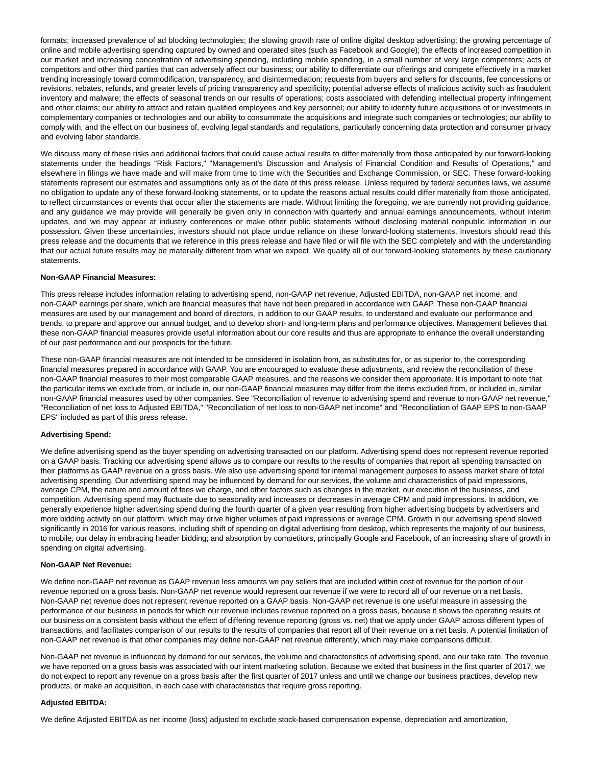formats; increased prevalence of ad blocking technologies; the slowing growth rate of online digital desktop advertising; the growing percentage of online and mobile advertising spending captured by owned and operated sites (such as Facebook and Google); the effects of increased competition in our market and increasing concentration of advertising spending, including mobile spending, in a small number of very large competitors; acts of competitors and other third parties that can adversely affect our business; our ability to differentiate our offerings and compete effectively in a market trending increasingly toward commodification, transparency, and disintermediation; requests from buyers and sellers for discounts, fee concessions or revisions, rebates, refunds, and greater levels of pricing transparency and specificity; potential adverse effects of malicious activity such as fraudulent inventory and malware; the effects of seasonal trends on our results of operations; costs associated with defending intellectual property infringement and other claims; our ability to attract and retain qualified employees and key personnel; our ability to identify future acquisitions of or investments in complementary companies or technologies and our ability to consummate the acquisitions and integrate such companies or technologies; our ability to comply with, and the effect on our business of, evolving legal standards and regulations, particularly concerning data protection and consumer privacy and evolving labor standards.

We discuss many of these risks and additional factors that could cause actual results to differ materially from those anticipated by our forward-looking statements under the headings "Risk Factors," "Management's Discussion and Analysis of Financial Condition and Results of Operations," and elsewhere in filings we have made and will make from time to time with the Securities and Exchange Commission, or SEC. These forward-looking statements represent our estimates and assumptions only as of the date of this press release. Unless required by federal securities laws, we assume no obligation to update any of these forward-looking statements, or to update the reasons actual results could differ materially from those anticipated, to reflect circumstances or events that occur after the statements are made. Without limiting the foregoing, we are currently not providing guidance, and any guidance we may provide will generally be given only in connection with quarterly and annual earnings announcements, without interim updates, and we may appear at industry conferences or make other public statements without disclosing material nonpublic information in our possession. Given these uncertainties, investors should not place undue reliance on these forward-looking statements. Investors should read this press release and the documents that we reference in this press release and have filed or will file with the SEC completely and with the understanding that our actual future results may be materially different from what we expect. We qualify all of our forward-looking statements by these cautionary statements.

**Non-GAAP Financial Measures:**

This press release includes information relating to advertising spend, non-GAAP net revenue, Adjusted EBITDA, non-GAAP net income, and non-GAAP earnings per share, which are financial measures that have not been prepared in accordance with GAAP. These non-GAAP financial measures are used by our management and board of directors, in addition to our GAAP results, to understand and evaluate our performance and trends, to prepare and approve our annual budget, and to develop short- and long-term plans and performance objectives. Management believes that these non-GAAP financial measures provide useful information about our core results and thus are appropriate to enhance the overall understanding of our past performance and our prospects for the future.

These non-GAAP financial measures are not intended to be considered in isolation from, as substitutes for, or as superior to, the corresponding financial measures prepared in accordance with GAAP. You are encouraged to evaluate these adjustments, and review the reconciliation of these non-GAAP financial measures to their most comparable GAAP measures, and the reasons we consider them appropriate. It is important to note that the particular items we exclude from, or include in, our non-GAAP financial measures may differ from the items excluded from, or included in, similar non-GAAP financial measures used by other companies. See "Reconciliation of revenue to advertising spend and revenue to non-GAAP net revenue," "Reconciliation of net loss to Adjusted EBITDA," "Reconciliation of net loss to non-GAAP net income" and "Reconciliation of GAAP EPS to non-GAAP EPS" included as part of this press release.

**Advertising Spend:**

We define advertising spend as the buyer spending on advertising transacted on our platform. Advertising spend does not represent revenue reported on a GAAP basis. Tracking our advertising spend allows us to compare our results to the results of companies that report all spending transacted on their platforms as GAAP revenue on a gross basis. We also use advertising spend for internal management purposes to assess market share of total advertising spending. Our advertising spend may be influenced by demand for our services, the volume and characteristics of paid impressions, average CPM, the nature and amount of fees we charge, and other factors such as changes in the market, our execution of the business, and competition. Advertising spend may fluctuate due to seasonality and increases or decreases in average CPM and paid impressions. In addition, we generally experience higher advertising spend during the fourth quarter of a given year resulting from higher advertising budgets by advertisers and more bidding activity on our platform, which may drive higher volumes of paid impressions or average CPM. Growth in our advertising spend slowed significantly in 2016 for various reasons, including shift of spending on digital advertising from desktop, which represents the majority of our business, to mobile; our delay in embracing header bidding; and absorption by competitors, principally Google and Facebook, of an increasing share of growth in spending on digital advertising.

**Non-GAAP Net Revenue:**

We define non-GAAP net revenue as GAAP revenue less amounts we pay sellers that are included within cost of revenue for the portion of our revenue reported on a gross basis. Non-GAAP net revenue would represent our revenue if we were to record all of our revenue on a net basis. Non-GAAP net revenue does not represent revenue reported on a GAAP basis. Non-GAAP net revenue is one useful measure in assessing the performance of our business in periods for which our revenue includes revenue reported on a gross basis, because it shows the operating results of our business on a consistent basis without the effect of differing revenue reporting (gross vs. net) that we apply under GAAP across different types of transactions, and facilitates comparison of our results to the results of companies that report all of their revenue on a net basis. A potential limitation of non-GAAP net revenue is that other companies may define non-GAAP net revenue differently, which may make comparisons difficult.

Non-GAAP net revenue is influenced by demand for our services, the volume and characteristics of advertising spend, and our take rate. The revenue we have reported on a gross basis was associated with our intent marketing solution. Because we exited that business in the first quarter of 2017, we do not expect to report any revenue on a gross basis after the first quarter of 2017 unless and until we change our business practices, develop new products, or make an acquisition, in each case with characteristics that require gross reporting.

**Adjusted EBITDA:**

We define Adjusted EBITDA as net income (loss) adjusted to exclude stock-based compensation expense, depreciation and amortization,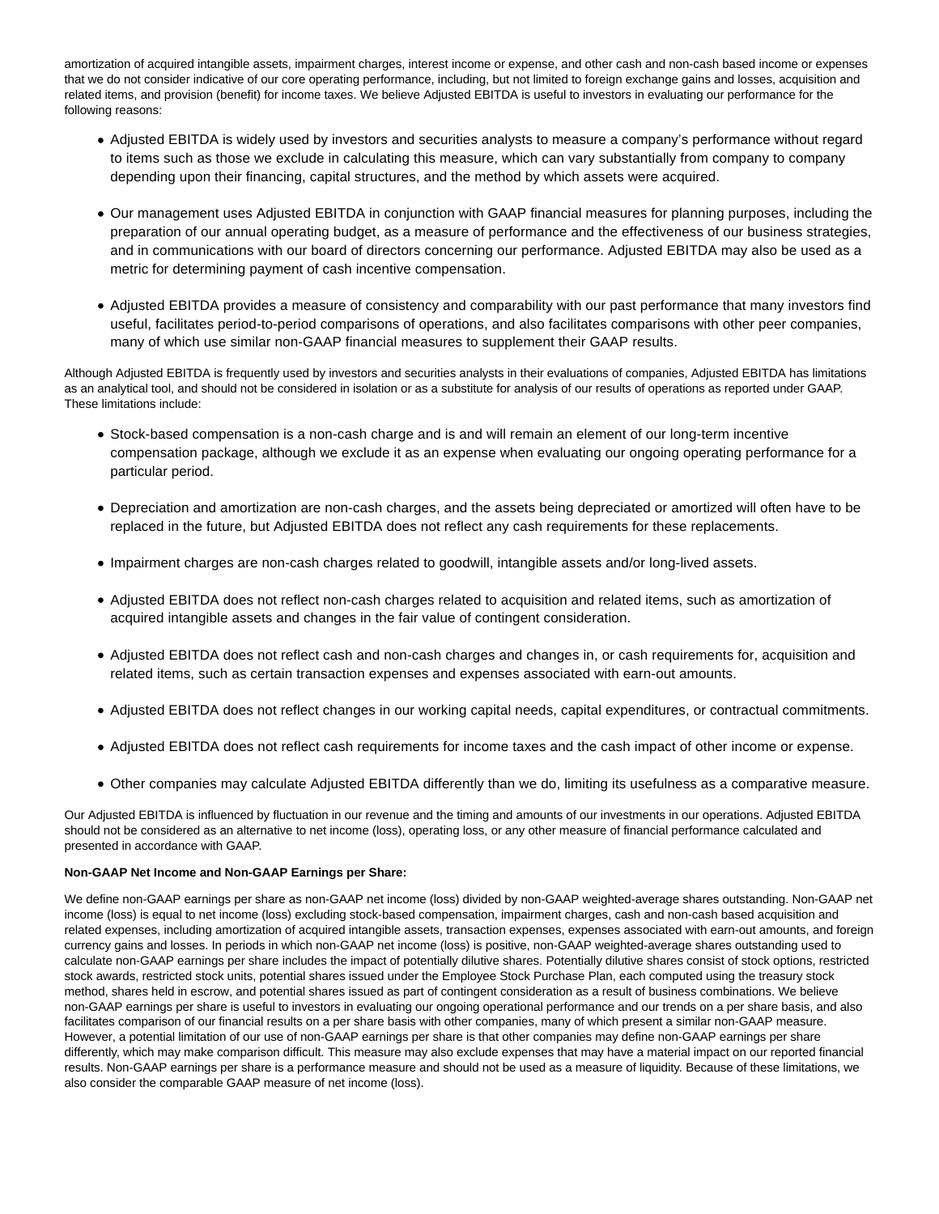amortization of acquired intangible assets, impairment charges, interest income or expense, and other cash and non-cash based income or expenses that we do not consider indicative of our core operating performance, including, but not limited to foreign exchange gains and losses, acquisition and related items, and provision (benefit) for income taxes. We believe Adjusted EBITDA is useful to investors in evaluating our performance for the following reasons:

- Adjusted EBITDA is widely used by investors and securities analysts to measure a company's performance without regard to items such as those we exclude in calculating this measure, which can vary substantially from company to company depending upon their financing, capital structures, and the method by which assets were acquired.
- Our management uses Adjusted EBITDA in conjunction with GAAP financial measures for planning purposes, including the preparation of our annual operating budget, as a measure of performance and the effectiveness of our business strategies, and in communications with our board of directors concerning our performance. Adjusted EBITDA may also be used as a metric for determining payment of cash incentive compensation.
- Adjusted EBITDA provides a measure of consistency and comparability with our past performance that many investors find useful, facilitates period-to-period comparisons of operations, and also facilitates comparisons with other peer companies, many of which use similar non-GAAP financial measures to supplement their GAAP results.

Although Adjusted EBITDA is frequently used by investors and securities analysts in their evaluations of companies, Adjusted EBITDA has limitations as an analytical tool, and should not be considered in isolation or as a substitute for analysis of our results of operations as reported under GAAP. These limitations include:

- Stock-based compensation is a non-cash charge and is and will remain an element of our long-term incentive compensation package, although we exclude it as an expense when evaluating our ongoing operating performance for a particular period.
- Depreciation and amortization are non-cash charges, and the assets being depreciated or amortized will often have to be replaced in the future, but Adjusted EBITDA does not reflect any cash requirements for these replacements.
- Impairment charges are non-cash charges related to goodwill, intangible assets and/or long-lived assets.
- Adjusted EBITDA does not reflect non-cash charges related to acquisition and related items, such as amortization of acquired intangible assets and changes in the fair value of contingent consideration.
- Adjusted EBITDA does not reflect cash and non-cash charges and changes in, or cash requirements for, acquisition and related items, such as certain transaction expenses and expenses associated with earn-out amounts.
- Adjusted EBITDA does not reflect changes in our working capital needs, capital expenditures, or contractual commitments.
- Adjusted EBITDA does not reflect cash requirements for income taxes and the cash impact of other income or expense.
- Other companies may calculate Adjusted EBITDA differently than we do, limiting its usefulness as a comparative measure.

Our Adjusted EBITDA is influenced by fluctuation in our revenue and the timing and amounts of our investments in our operations. Adjusted EBITDA should not be considered as an alternative to net income (loss), operating loss, or any other measure of financial performance calculated and presented in accordance with GAAP.

**Non-GAAP Net Income and Non-GAAP Earnings per Share:**

We define non-GAAP earnings per share as non-GAAP net income (loss) divided by non-GAAP weighted-average shares outstanding. Non-GAAP net income (loss) is equal to net income (loss) excluding stock-based compensation, impairment charges, cash and non-cash based acquisition and related expenses, including amortization of acquired intangible assets, transaction expenses, expenses associated with earn-out amounts, and foreign currency gains and losses. In periods in which non-GAAP net income (loss) is positive, non-GAAP weighted-average shares outstanding used to calculate non-GAAP earnings per share includes the impact of potentially dilutive shares. Potentially dilutive shares consist of stock options, restricted stock awards, restricted stock units, potential shares issued under the Employee Stock Purchase Plan, each computed using the treasury stock method, shares held in escrow, and potential shares issued as part of contingent consideration as a result of business combinations. We believe non-GAAP earnings per share is useful to investors in evaluating our ongoing operational performance and our trends on a per share basis, and also facilitates comparison of our financial results on a per share basis with other companies, many of which present a similar non-GAAP measure. However, a potential limitation of our use of non-GAAP earnings per share is that other companies may define non-GAAP earnings per share differently, which may make comparison difficult. This measure may also exclude expenses that may have a material impact on our reported financial results. Non-GAAP earnings per share is a performance measure and should not be used as a measure of liquidity. Because of these limitations, we also consider the comparable GAAP measure of net income (loss).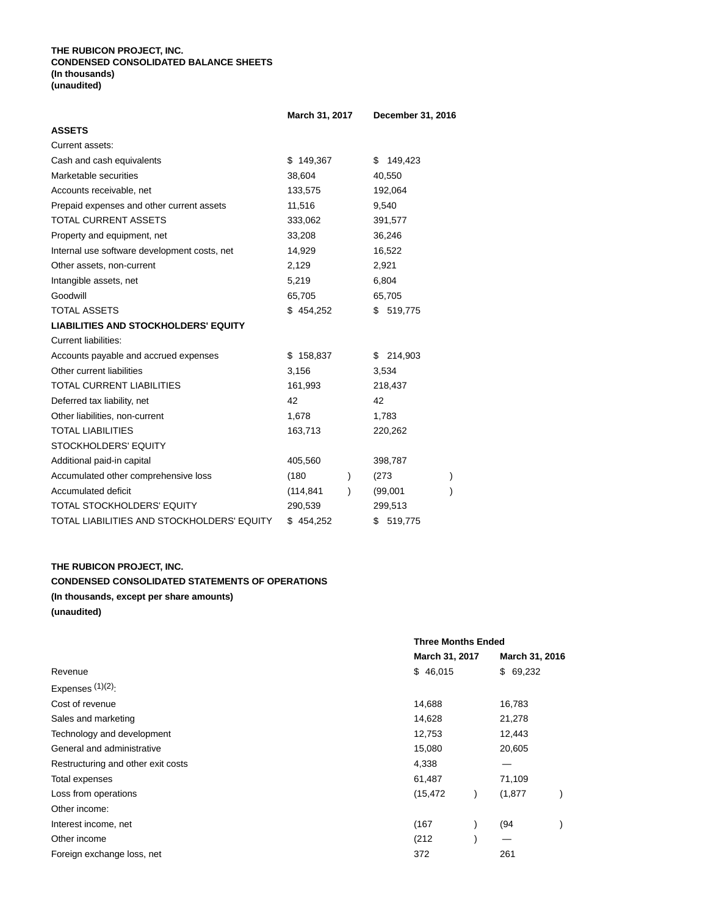**THE RUBICON PROJECT, INC.**
**CONDENSED CONSOLIDATED BALANCE SHEETS**
**(In thousands)**
**(unaudited)**

| | March 31, 2017 | December 31, 2016 |
|---|---|---|
| **ASSETS** | | |
| Current assets: | | |
| Cash and cash equivalents | $ 149,367 | $ 149,423 |
| Marketable securities | 38,604 | 40,550 |
| Accounts receivable, net | 133,575 | 192,064 |
| Prepaid expenses and other current assets | 11,516 | 9,540 |
| TOTAL CURRENT ASSETS | 333,062 | 391,577 |
| Property and equipment, net | 33,208 | 36,246 |
| Internal use software development costs, net | 14,929 | 16,522 |
| Other assets, non-current | 2,129 | 2,921 |
| Intangible assets, net | 5,219 | 6,804 |
| Goodwill | 65,705 | 65,705 |
| TOTAL ASSETS | $ 454,252 | $ 519,775 |
| **LIABILITIES AND STOCKHOLDERS' EQUITY** | | |
| Current liabilities: | | |
| Accounts payable and accrued expenses | $ 158,837 | $ 214,903 |
| Other current liabilities | 3,156 | 3,534 |
| TOTAL CURRENT LIABILITIES | 161,993 | 218,437 |
| Deferred tax liability, net | 42 | 42 |
| Other liabilities, non-current | 1,678 | 1,783 |
| TOTAL LIABILITIES | 163,713 | 220,262 |
| STOCKHOLDERS' EQUITY | | |
| Additional paid-in capital | 405,560 | 398,787 |
| Accumulated other comprehensive loss | (180) | (273) |
| Accumulated deficit | (114,841) | (99,001) |
| TOTAL STOCKHOLDERS' EQUITY | 290,539 | 299,513 |
| TOTAL LIABILITIES AND STOCKHOLDERS' EQUITY | $ 454,252 | $ 519,775 |

**THE RUBICON PROJECT, INC.**
**CONDENSED CONSOLIDATED STATEMENTS OF OPERATIONS**
**(In thousands, except per share amounts)**
**(unaudited)**

| | Three Months Ended | |
|---|---|---|
| | March 31, 2017 | March 31, 2016 |
| Revenue | $ 46,015 | $ 69,232 |
| Expenses (1)(2): | | |
| Cost of revenue | 14,688 | 16,783 |
| Sales and marketing | 14,628 | 21,278 |
| Technology and development | 12,753 | 12,443 |
| General and administrative | 15,080 | 20,605 |
| Restructuring and other exit costs | 4,338 | — |
| Total expenses | 61,487 | 71,109 |
| Loss from operations | (15,472) | (1,877) |
| Other income: | | |
| Interest income, net | (167) | (94) |
| Other income | (212) | — |
| Foreign exchange loss, net | 372 | 261 |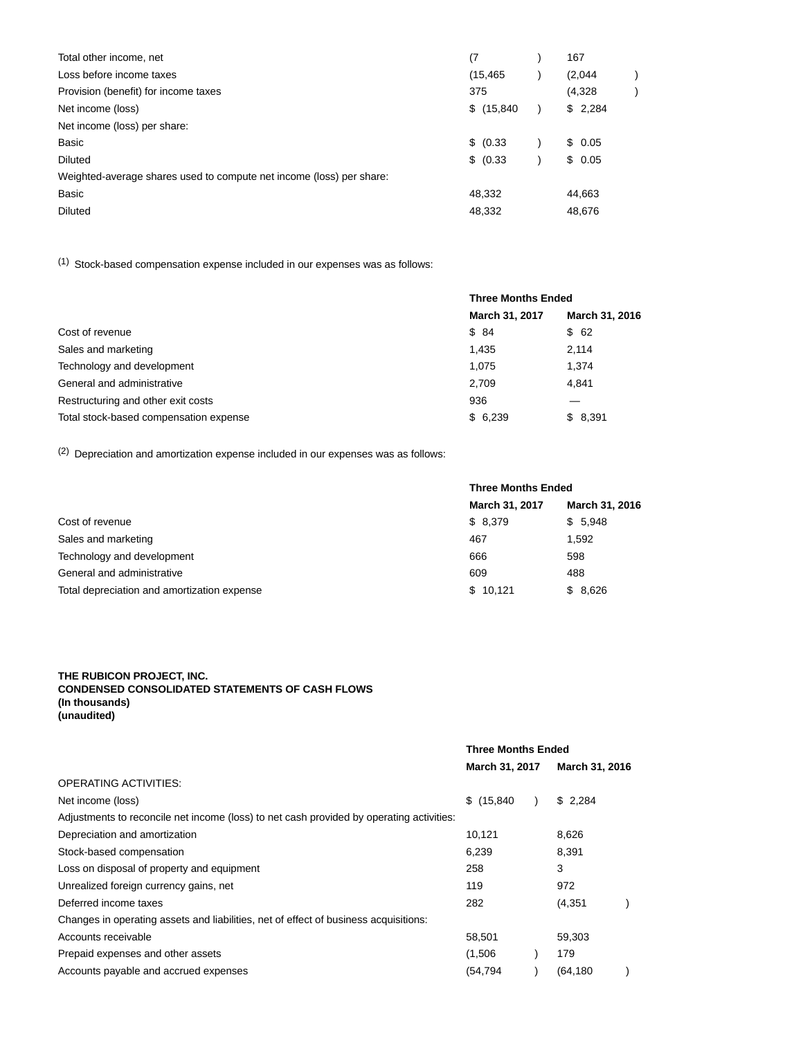| | | |
|---|---|---|
| Total other income, net | (7) | 167 |
| Loss before income taxes | (15,465) | (2,044) |
| Provision (benefit) for income taxes | 375 | (4,328) |
| Net income (loss) | $ (15,840) | $ 2,284 |
| Net income (loss) per share: | | |
| Basic | $ (0.33) | $ 0.05 |
| Diluted | $ (0.33) | $ 0.05 |
| Weighted-average shares used to compute net income (loss) per share: | | |
| Basic | 48,332 | 44,663 |
| Diluted | 48,332 | 48,676 |

(1) Stock-based compensation expense included in our expenses was as follows:

| | Three Months Ended | |
|---|---|---|
| | March 31, 2017 | March 31, 2016 |
| Cost of revenue | $ 84 | $ 62 |
| Sales and marketing | 1,435 | 2,114 |
| Technology and development | 1,075 | 1,374 |
| General and administrative | 2,709 | 4,841 |
| Restructuring and other exit costs | 936 | — |
| Total stock-based compensation expense | $ 6,239 | $ 8,391 |

(2) Depreciation and amortization expense included in our expenses was as follows:

| | Three Months Ended | |
|---|---|---|
| | March 31, 2017 | March 31, 2016 |
| Cost of revenue | $ 8,379 | $ 5,948 |
| Sales and marketing | 467 | 1,592 |
| Technology and development | 666 | 598 |
| General and administrative | 609 | 488 |
| Total depreciation and amortization expense | $ 10,121 | $ 8,626 |

**THE RUBICON PROJECT, INC.**
**CONDENSED CONSOLIDATED STATEMENTS OF CASH FLOWS**
**(In thousands)**
**(unaudited)**

| | Three Months Ended | |
|---|---|---|
| | March 31, 2017 | March 31, 2016 |
| OPERATING ACTIVITIES: | | |
| Net income (loss) | $ (15,840) | $ 2,284 |
| Adjustments to reconcile net income (loss) to net cash provided by operating activities: | | |
| Depreciation and amortization | 10,121 | 8,626 |
| Stock-based compensation | 6,239 | 8,391 |
| Loss on disposal of property and equipment | 258 | 3 |
| Unrealized foreign currency gains, net | 119 | 972 |
| Deferred income taxes | 282 | (4,351) |
| Changes in operating assets and liabilities, net of effect of business acquisitions: | | |
| Accounts receivable | 58,501 | 59,303 |
| Prepaid expenses and other assets | (1,506) | 179 |
| Accounts payable and accrued expenses | (54,794) | (64,180) |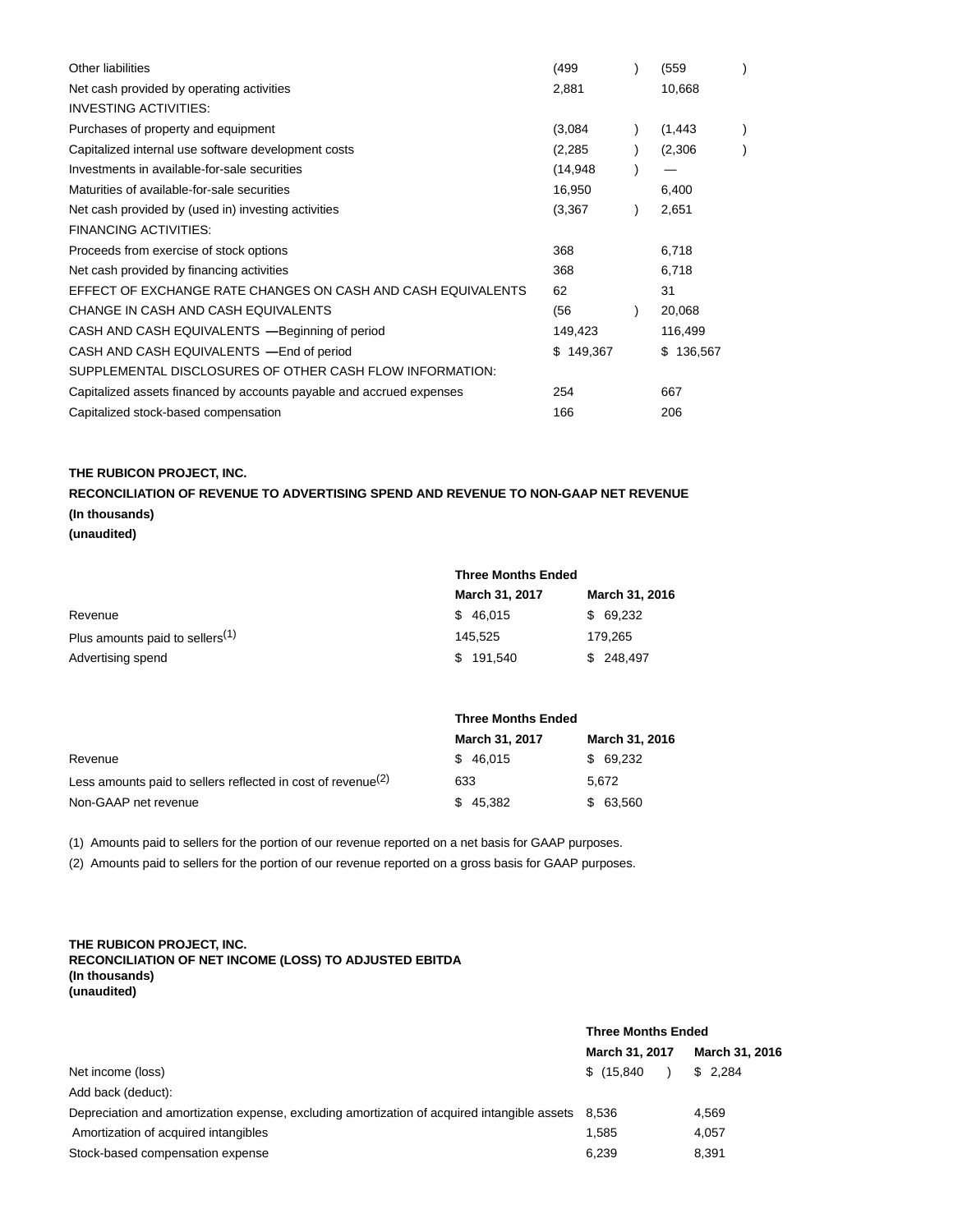| | | |
|---|---|---|
| Other liabilities | (499 ) | (559 ) |
| Net cash provided by operating activities | 2,881 | 10,668 |
| INVESTING ACTIVITIES: | | |
| Purchases of property and equipment | (3,084 ) | (1,443 ) |
| Capitalized internal use software development costs | (2,285 ) | (2,306 ) |
| Investments in available-for-sale securities | (14,948 ) | — |
| Maturities of available-for-sale securities | 16,950 | 6,400 |
| Net cash provided by (used in) investing activities | (3,367 ) | 2,651 |
| FINANCING ACTIVITIES: | | |
| Proceeds from exercise of stock options | 368 | 6,718 |
| Net cash provided by financing activities | 368 | 6,718 |
| EFFECT OF EXCHANGE RATE CHANGES ON CASH AND CASH EQUIVALENTS | 62 | 31 |
| CHANGE IN CASH AND CASH EQUIVALENTS | (56 ) | 20,068 |
| CASH AND CASH EQUIVALENTS —Beginning of period | 149,423 | 116,499 |
| CASH AND CASH EQUIVALENTS —End of period | $ 149,367 | $ 136,567 |
| SUPPLEMENTAL DISCLOSURES OF OTHER CASH FLOW INFORMATION: | | |
| Capitalized assets financed by accounts payable and accrued expenses | 254 | 667 |
| Capitalized stock-based compensation | 166 | 206 |

**THE RUBICON PROJECT, INC.**

**RECONCILIATION OF REVENUE TO ADVERTISING SPEND AND REVENUE TO NON-GAAP NET REVENUE**

**(In thousands)**

**(unaudited)**

| | Three Months Ended | |
|---|---|---|
| | March 31, 2017 | March 31, 2016 |
| Revenue | $ 46,015 | $ 69,232 |
| Plus amounts paid to sellers(1) | 145,525 | 179,265 |
| Advertising spend | $ 191,540 | $ 248,497 |

| | Three Months Ended | |
|---|---|---|
| | March 31, 2017 | March 31, 2016 |
| Revenue | $ 46,015 | $ 69,232 |
| Less amounts paid to sellers reflected in cost of revenue(2) | 633 | 5,672 |
| Non-GAAP net revenue | $ 45,382 | $ 63,560 |

(1) Amounts paid to sellers for the portion of our revenue reported on a net basis for GAAP purposes.

(2) Amounts paid to sellers for the portion of our revenue reported on a gross basis for GAAP purposes.

**THE RUBICON PROJECT, INC.**
**RECONCILIATION OF NET INCOME (LOSS) TO ADJUSTED EBITDA**
**(In thousands)**
**(unaudited)**

| | Three Months Ended | |
|---|---|---|
| | March 31, 2017 | March 31, 2016 |
| Net income (loss) | $ (15,840 ) | $ 2,284 |
| Add back (deduct): | | |
| Depreciation and amortization expense, excluding amortization of acquired intangible assets | 8,536 | 4,569 |
| Amortization of acquired intangibles | 1,585 | 4,057 |
| Stock-based compensation expense | 6,239 | 8,391 |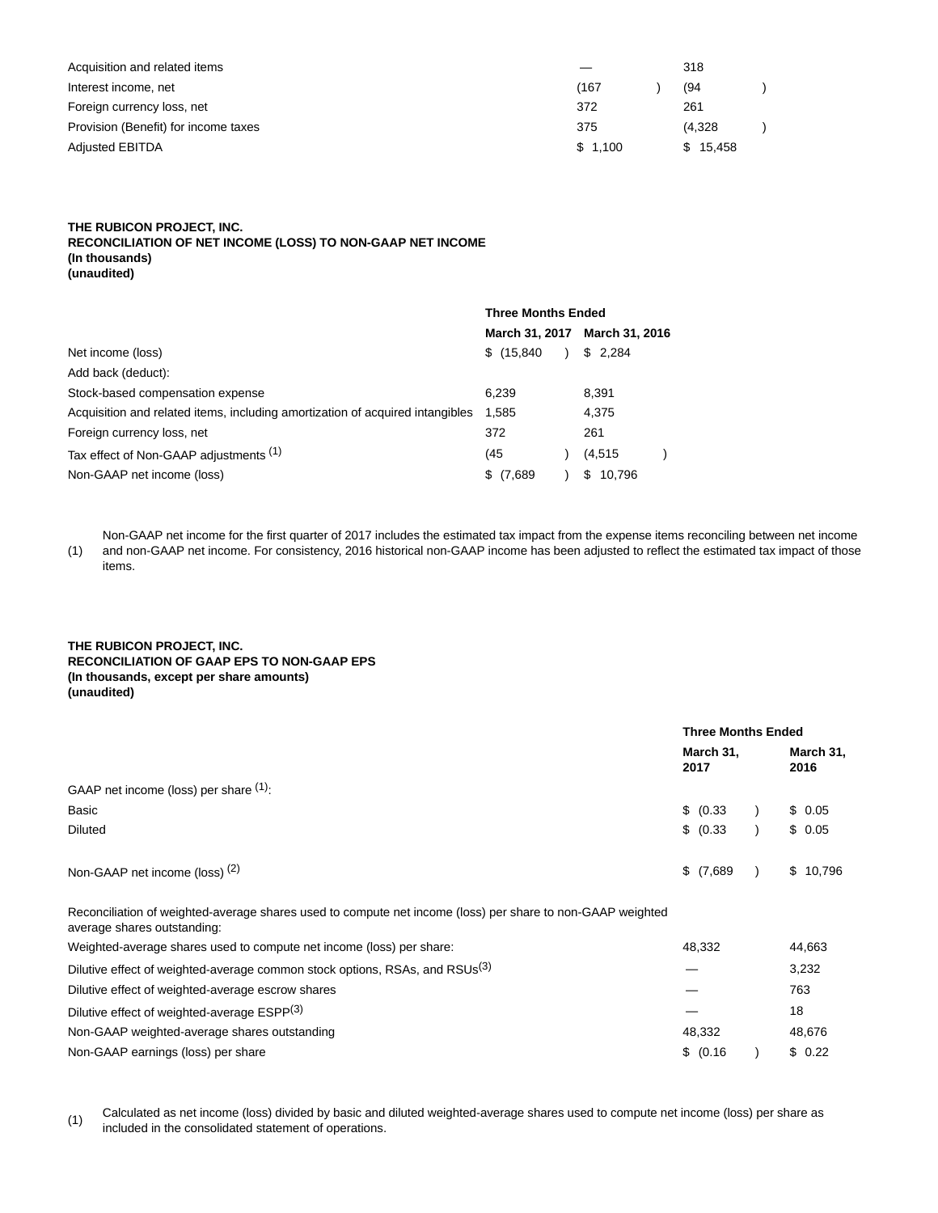| | | |
|---|---|---|
| Acquisition and related items | — | 318 |
| Interest income, net | (167) | (94) |
| Foreign currency loss, net | 372 | 261 |
| Provision (Benefit) for income taxes | 375 | (4,328) |
| Adjusted EBITDA | $ 1,100 | $ 15,458 |

**THE RUBICON PROJECT, INC.**
**RECONCILIATION OF NET INCOME (LOSS) TO NON-GAAP NET INCOME**
**(In thousands)**
**(unaudited)**

| | Three Months Ended | |
|---|---|---|
| | March 31, 2017 | March 31, 2016 |
| Net income (loss) | $ (15,840) | $ 2,284 |
| Add back (deduct): | | |
| Stock-based compensation expense | 6,239 | 8,391 |
| Acquisition and related items, including amortization of acquired intangibles | 1,585 | 4,375 |
| Foreign currency loss, net | 372 | 261 |
| Tax effect of Non-GAAP adjustments (1) | (45) | (4,515) |
| Non-GAAP net income (loss) | $ (7,689) | $ 10,796 |

(1) Non-GAAP net income for the first quarter of 2017 includes the estimated tax impact from the expense items reconciling between net income and non-GAAP net income. For consistency, 2016 historical non-GAAP income has been adjusted to reflect the estimated tax impact of those items.

**THE RUBICON PROJECT, INC.**
**RECONCILIATION OF GAAP EPS TO NON-GAAP EPS**
**(In thousands, except per share amounts)**
**(unaudited)**

| | Three Months Ended | |
|---|---|---|
| | March 31, 2017 | March 31, 2016 |
| GAAP net income (loss) per share (1): | | |
| Basic | $ (0.33) | $ 0.05 |
| Diluted | $ (0.33) | $ 0.05 |
| Non-GAAP net income (loss) (2) | $ (7,689) | $ 10,796 |
| Reconciliation of weighted-average shares used to compute net income (loss) per share to non-GAAP weighted average shares outstanding: | | |
| Weighted-average shares used to compute net income (loss) per share: | 48,332 | 44,663 |
| Dilutive effect of weighted-average common stock options, RSAs, and RSUs(3) | — | 3,232 |
| Dilutive effect of weighted-average escrow shares | — | 763 |
| Dilutive effect of weighted-average ESPP(3) | — | 18 |
| Non-GAAP weighted-average shares outstanding | 48,332 | 48,676 |
| Non-GAAP earnings (loss) per share | $ (0.16) | $ 0.22 |

(1) Calculated as net income (loss) divided by basic and diluted weighted-average shares used to compute net income (loss) per share as included in the consolidated statement of operations.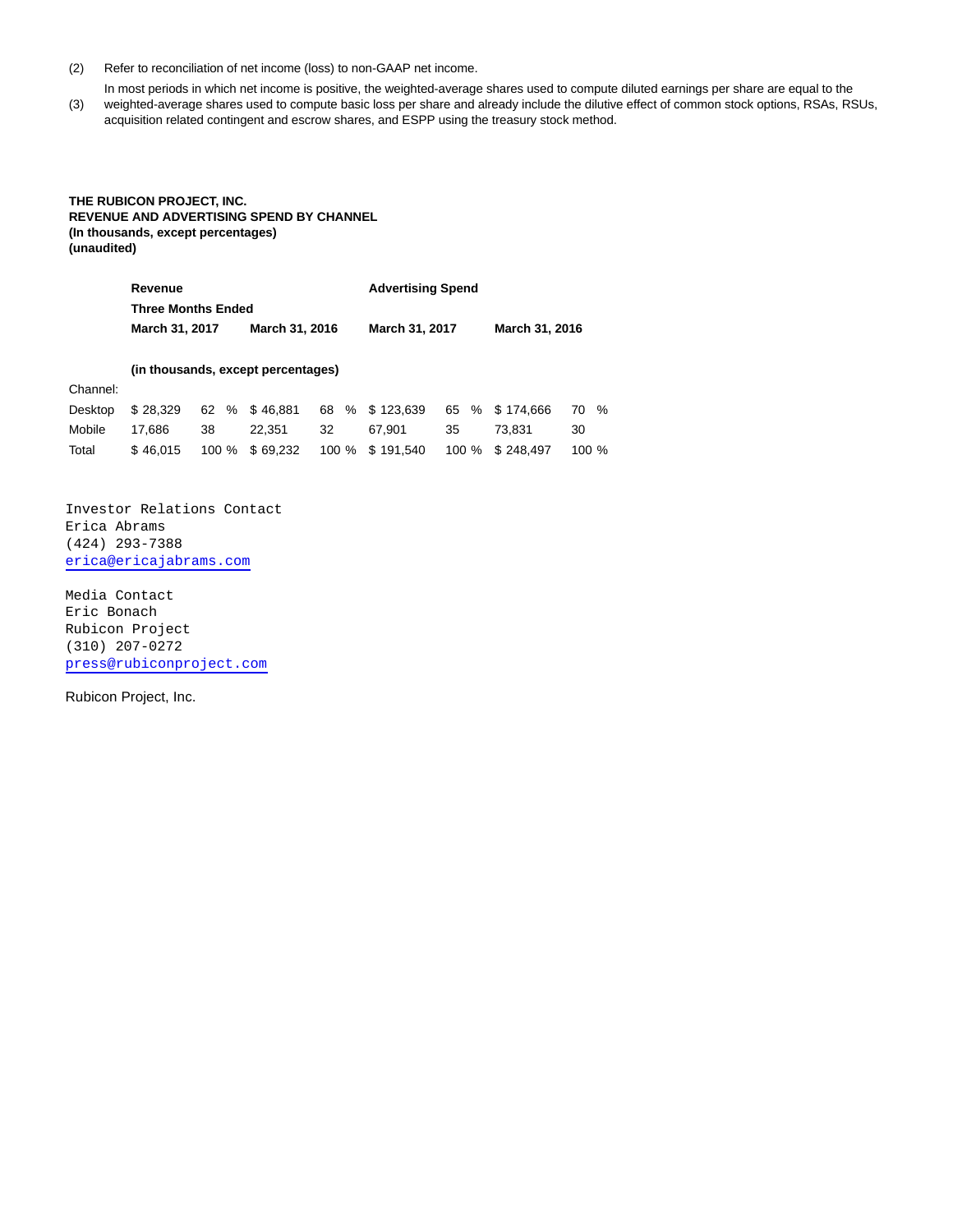(2) Refer to reconciliation of net income (loss) to non-GAAP net income.

(3) In most periods in which net income is positive, the weighted-average shares used to compute diluted earnings per share are equal to the weighted-average shares used to compute basic loss per share and already include the dilutive effect of common stock options, RSAs, RSUs, acquisition related contingent and escrow shares, and ESPP using the treasury stock method.

**THE RUBICON PROJECT, INC.**
**REVENUE AND ADVERTISING SPEND BY CHANNEL**
**(In thousands, except percentages)**
**(unaudited)**

| | Revenue | | | | Advertising Spend | | | |
|---|---|---|---|---|---|---|---|---|
| | Three Months Ended | | | | | | | |
| | March 31, 2017 | | March 31, 2016 | | March 31, 2017 | | March 31, 2016 | |
| | (in thousands, except percentages) | | | | | | | |
| Channel: | | | | | | | | |
| Desktop | $ 28,329 | 62 % | $ 46,881 | 68 % | $ 123,639 | 65 % | $ 174,666 | 70 % |
| Mobile | 17,686 | 38 | 22,351 | 32 | 67,901 | 35 | 73,831 | 30 |
| Total | $ 46,015 | 100 % | $ 69,232 | 100 % | $ 191,540 | 100 % | $ 248,497 | 100 % |

Investor Relations Contact
Erica Abrams
(424) 293-7388
erica@ericajabrams.com

Media Contact
Eric Bonach
Rubicon Project
(310) 207-0272
press@rubiconproject.com

Rubicon Project, Inc.